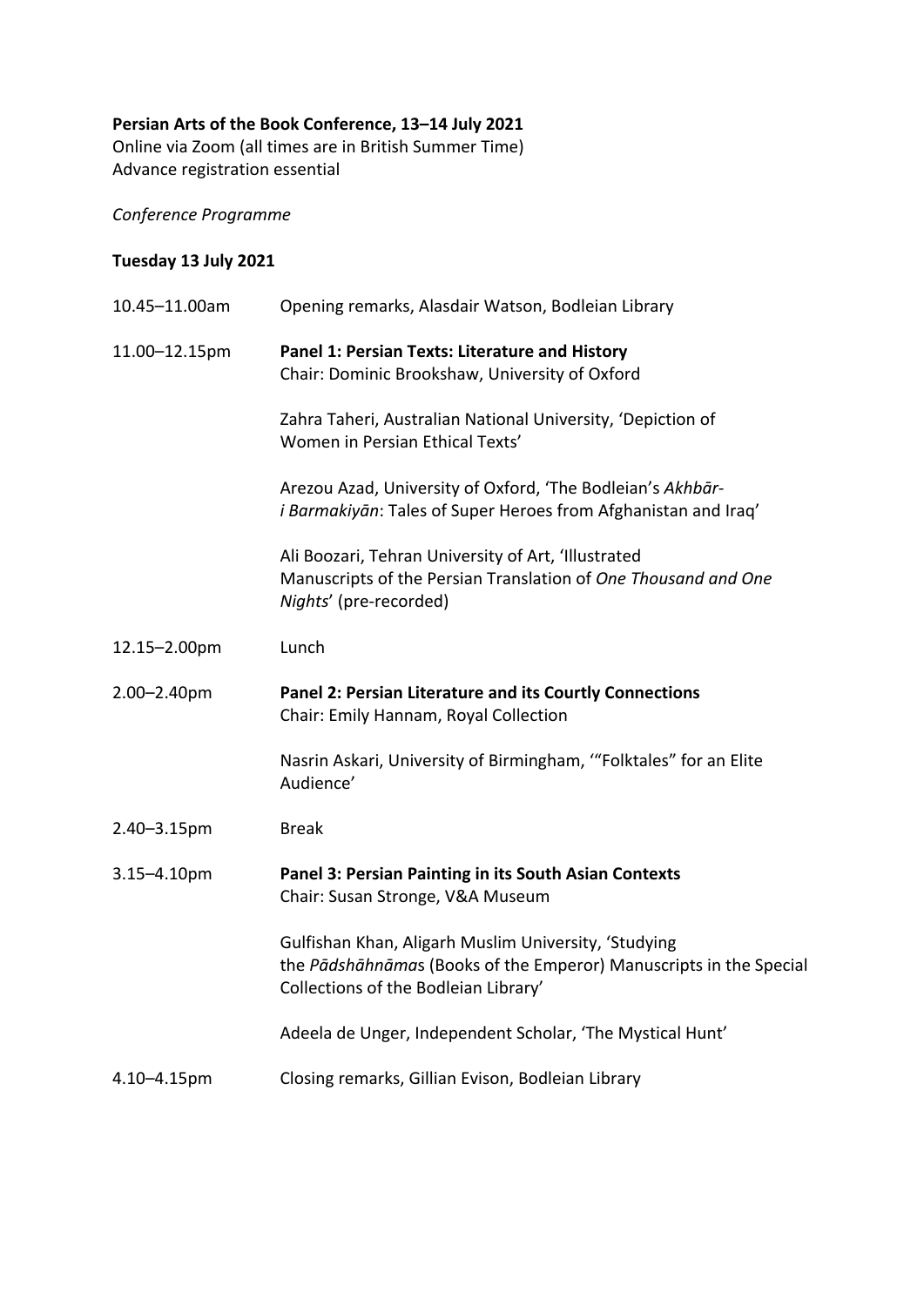**Persian Arts of the Book Conference, 13–14 July 2021**
Online via Zoom (all times are in British Summer Time)
Advance registration essential

*Conference Programme*

**Tuesday 13 July 2021**

10.45–11.00am Opening remarks, Alasdair Watson, Bodleian Library

11.00–12.15pm **Panel 1: Persian Texts: Literature and History**
Chair: Dominic Brookshaw, University of Oxford

Zahra Taheri, Australian National University, 'Depiction of Women in Persian Ethical Texts'

Arezou Azad, University of Oxford, 'The Bodleian's *Akhbār-i Barmakiyān*: Tales of Super Heroes from Afghanistan and Iraq'

Ali Boozari, Tehran University of Art, 'Illustrated Manuscripts of the Persian Translation of *One Thousand and One Nights*' (pre-recorded)

12.15–2.00pm Lunch

2.00–2.40pm **Panel 2: Persian Literature and its Courtly Connections**
Chair: Emily Hannam, Royal Collection

Nasrin Askari, University of Birmingham, '"Folktales" for an Elite Audience'

2.40–3.15pm Break

3.15–4.10pm **Panel 3: Persian Painting in its South Asian Contexts**
Chair: Susan Stronge, V&A Museum

Gulfishan Khan, Aligarh Muslim University, 'Studying the *Pādshāhnāma*s (Books of the Emperor) Manuscripts in the Special Collections of the Bodleian Library'

Adeela de Unger, Independent Scholar, 'The Mystical Hunt'

4.10–4.15pm Closing remarks, Gillian Evison, Bodleian Library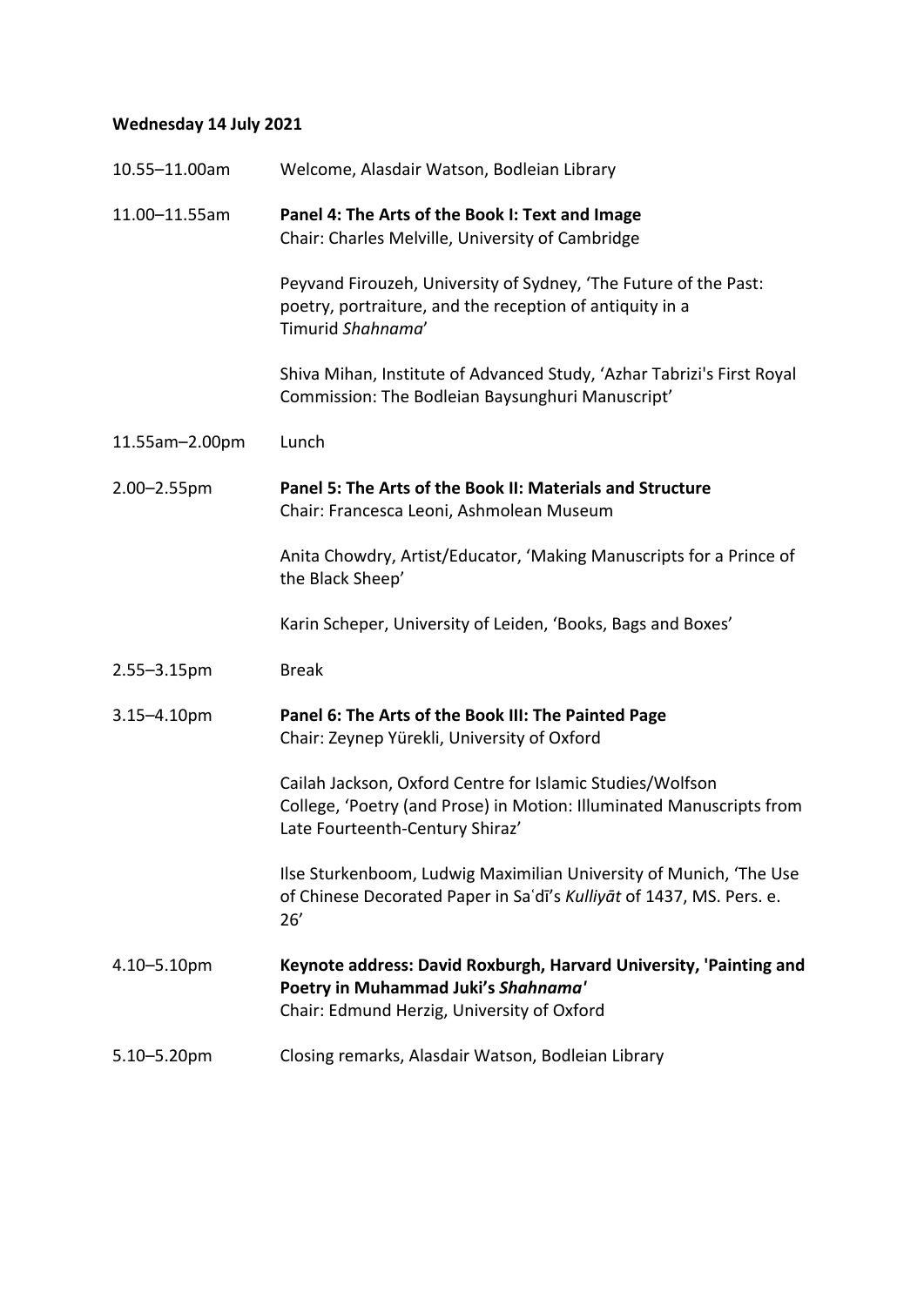**Wednesday 14 July 2021**

| | |
|---|---|
| 10.55–11.00am | Welcome, Alasdair Watson, Bodleian Library |
| 11.00–11.55am | **Panel 4: The Arts of the Book I: Text and Image**<br>Chair: Charles Melville, University of Cambridge<br><br>Peyvand Firouzeh, University of Sydney, 'The Future of the Past: poetry, portraiture, and the reception of antiquity in a Timurid *Shahnama*'<br><br>Shiva Mihan, Institute of Advanced Study, 'Azhar Tabrizi's First Royal Commission: The Bodleian Baysunghuri Manuscript' |
| 11.55am–2.00pm | Lunch |
| 2.00–2.55pm | **Panel 5: The Arts of the Book II: Materials and Structure**<br>Chair: Francesca Leoni, Ashmolean Museum<br><br>Anita Chowdry, Artist/Educator, 'Making Manuscripts for a Prince of the Black Sheep'<br><br>Karin Scheper, University of Leiden, 'Books, Bags and Boxes' |
| 2.55–3.15pm | Break |
| 3.15–4.10pm | **Panel 6: The Arts of the Book III: The Painted Page**<br>Chair: Zeynep Yürekli, University of Oxford<br><br>Cailah Jackson, Oxford Centre for Islamic Studies/Wolfson College, 'Poetry (and Prose) in Motion: Illuminated Manuscripts from Late Fourteenth-Century Shiraz'<br><br>Ilse Sturkenboom, Ludwig Maximilian University of Munich, 'The Use of Chinese Decorated Paper in Saʿdī's *Kulliyāt* of 1437, MS. Pers. e. 26' |
| 4.10–5.10pm | **Keynote address: David Roxburgh, Harvard University, 'Painting and Poetry in Muhammad Juki's *Shahnama*'**<br>Chair: Edmund Herzig, University of Oxford |
| 5.10–5.20pm | Closing remarks, Alasdair Watson, Bodleian Library |